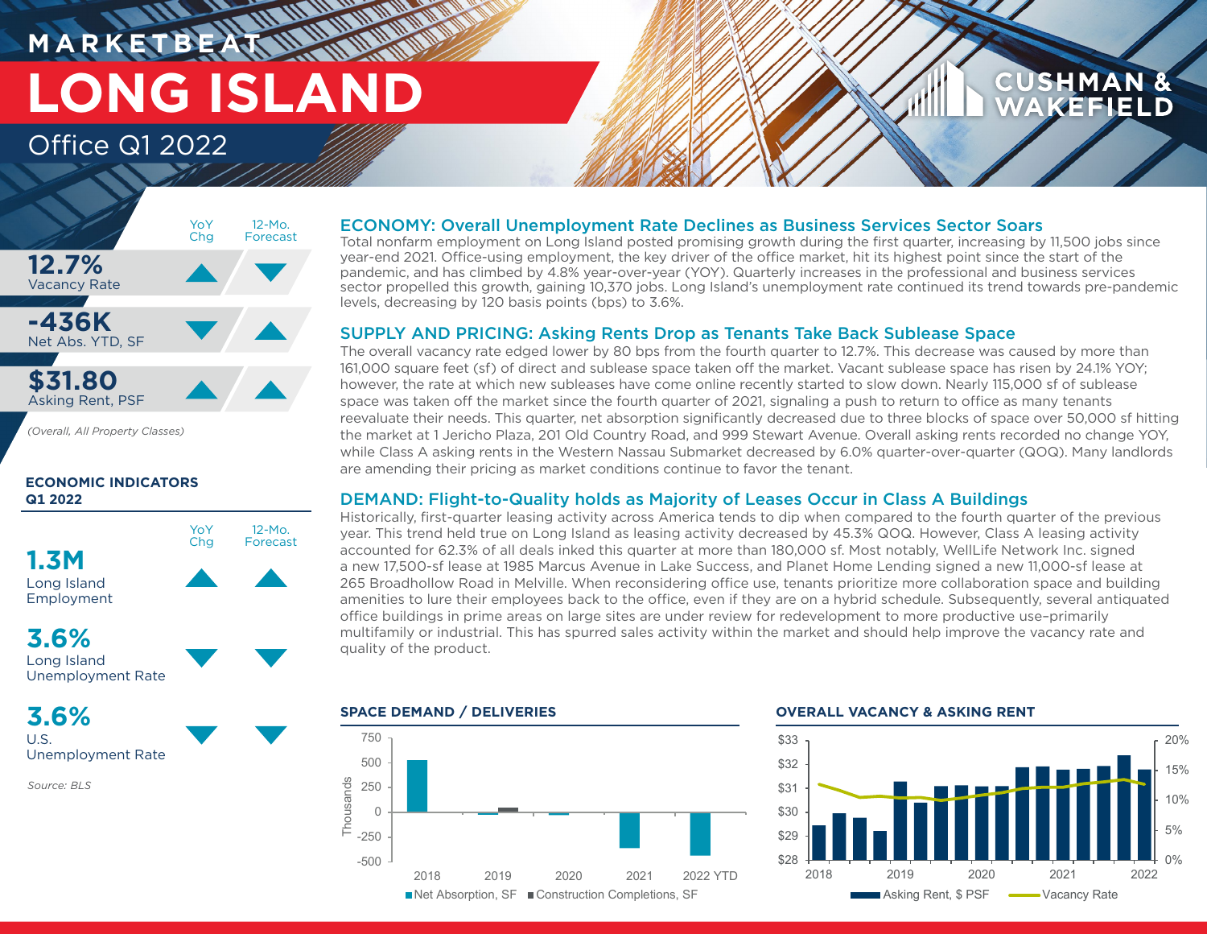MARKETBEAT

# LONG ISLAND

Office Q1 2022

CUSHMAN & WAKEFIELD

| | YoY Chg | 12-Mo. Forecast |
|---|---|---|
| **12.7%** Vacancy Rate | ▲ | ▼ |
| **-436K** Net Abs. YTD, SF | ▼ | ▲ |
| **$31.80** Asking Rent, PSF | ▲ | ▲ |

*(Overall, All Property Classes)*

**ECONOMIC INDICATORS Q1 2022**

| | YoY Chg | 12-Mo. Forecast |
|---|---|---|
| **1.3M** Long Island Employment | ▲ | ▲ |
| **3.6%** Long Island Unemployment Rate | ▼ | ▼ |
| **3.6%** U.S. Unemployment Rate | ▼ | ▼ |

*Source: BLS*

## ECONOMY: Overall Unemployment Rate Declines as Business Services Sector Soars

Total nonfarm employment on Long Island posted promising growth during the first quarter, increasing by 11,500 jobs since year-end 2021. Office-using employment, the key driver of the office market, hit its highest point since the start of the pandemic, and has climbed by 4.8% year-over-year (YOY). Quarterly increases in the professional and business services sector propelled this growth, gaining 10,370 jobs. Long Island's unemployment rate continued its trend towards pre-pandemic levels, decreasing by 120 basis points (bps) to 3.6%.

## SUPPLY AND PRICING: Asking Rents Drop as Tenants Take Back Sublease Space

The overall vacancy rate edged lower by 80 bps from the fourth quarter to 12.7%. This decrease was caused by more than 161,000 square feet (sf) of direct and sublease space taken off the market. Vacant sublease space has risen by 24.1% YOY; however, the rate at which new subleases have come online recently started to slow down. Nearly 115,000 sf of sublease space was taken off the market since the fourth quarter of 2021, signaling a push to return to office as many tenants reevaluate their needs. This quarter, net absorption significantly decreased due to three blocks of space over 50,000 sf hitting the market at 1 Jericho Plaza, 201 Old Country Road, and 999 Stewart Avenue. Overall asking rents recorded no change YOY, while Class A asking rents in the Western Nassau Submarket decreased by 6.0% quarter-over-quarter (QOQ). Many landlords are amending their pricing as market conditions continue to favor the tenant.

## DEMAND: Flight-to-Quality holds as Majority of Leases Occur in Class A Buildings

Historically, first-quarter leasing activity across America tends to dip when compared to the fourth quarter of the previous year. This trend held true on Long Island as leasing activity decreased by 45.3% QOQ. However, Class A leasing activity accounted for 62.3% of all deals inked this quarter at more than 180,000 sf. Most notably, WellLife Network Inc. signed a new 17,500-sf lease at 1985 Marcus Avenue in Lake Success, and Planet Home Lending signed a new 11,000-sf lease at 265 Broadhollow Road in Melville. When reconsidering office use, tenants prioritize more collaboration space and building amenities to lure their employees back to the office, even if they are on a hybrid schedule. Subsequently, several antiquated office buildings in prime areas on large sites are under review for redevelopment to more productive use–primarily multifamily or industrial. This has spurred sales activity within the market and should help improve the vacancy rate and quality of the product.

**SPACE DEMAND / DELIVERIES**

(Chart: Net Absorption, SF and Construction Completions, SF, in thousands, 2018–2022 YTD)

**OVERALL VACANCY & ASKING RENT**

(Chart: Asking Rent, $ PSF and Vacancy Rate, 2018–2022)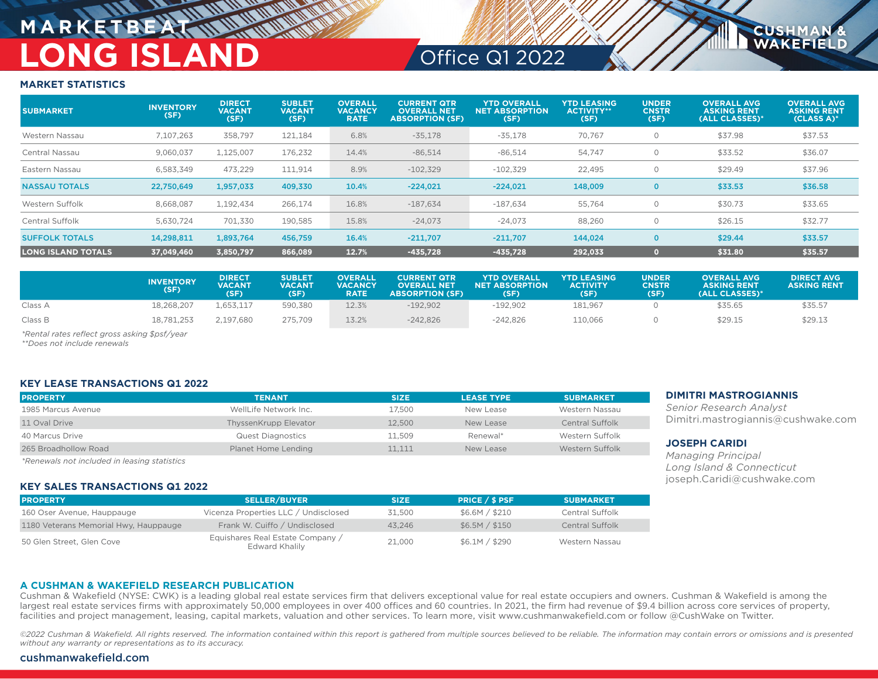# MARKETBEAT
# LONG ISLAND
## Office Q1 2022

### MARKET STATISTICS

| SUBMARKET | INVENTORY (SF) | DIRECT VACANT (SF) | SUBLET VACANT (SF) | OVERALL VACANCY RATE | CURRENT QTR OVERALL NET ABSORPTION (SF) | YTD OVERALL NET ABSORPTION (SF) | YTD LEASING ACTIVITY** (SF) | UNDER CNSTR (SF) | OVERALL AVG ASKING RENT (ALL CLASSES)* | OVERALL AVG ASKING RENT (CLASS A)* |
|---|---|---|---|---|---|---|---|---|---|---|
| Western Nassau | 7,107,263 | 358,797 | 121,184 | 6.8% | -35,178 | -35,178 | 70,767 | 0 | $37.98 | $37.53 |
| Central Nassau | 9,060,037 | 1,125,007 | 176,232 | 14.4% | -86,514 | -86,514 | 54,747 | 0 | $33.52 | $36.07 |
| Eastern Nassau | 6,583,349 | 473,229 | 111,914 | 8.9% | -102,329 | -102,329 | 22,495 | 0 | $29.49 | $37.96 |
| **NASSAU TOTALS** | **22,750,649** | **1,957,033** | **409,330** | **10.4%** | **-224,021** | **-224,021** | **148,009** | **0** | **$33.53** | **$36.58** |
| Western Suffolk | 8,668,087 | 1,192,434 | 266,174 | 16.8% | -187,634 | -187,634 | 55,764 | 0 | $30.73 | $33.65 |
| Central Suffolk | 5,630,724 | 701,330 | 190,585 | 15.8% | -24,073 | -24,073 | 88,260 | 0 | $26.15 | $32.77 |
| **SUFFOLK TOTALS** | **14,298,811** | **1,893,764** | **456,759** | **16.4%** | **-211,707** | **-211,707** | **144,024** | **0** | **$29.44** | **$33.57** |
| **LONG ISLAND TOTALS** | **37,049,460** | **3,850,797** | **866,089** | **12.7%** | **-435,728** | **-435,728** | **292,033** | **0** | **$31.80** | **$35.57** |

| | INVENTORY (SF) | DIRECT VACANT (SF) | SUBLET VACANT (SF) | OVERALL VACANCY RATE | CURRENT QTR OVERALL NET ABSORPTION (SF) | YTD OVERALL NET ABSORPTION (SF) | YTD LEASING ACTIVITY (SF) | UNDER CNSTR (SF) | OVERALL AVG ASKING RENT (ALL CLASSES)* | DIRECT AVG ASKING RENT |
|---|---|---|---|---|---|---|---|---|---|---|
| Class A | 18,268,207 | 1,653,117 | 590,380 | 12.3% | -192,902 | -192,902 | 181,967 | 0 | $35.65 | $35.57 |
| Class B | 18,781,253 | 2,197,680 | 275,709 | 13.2% | -242,826 | -242,826 | 110,066 | 0 | $29.15 | $29.13 |

*Rental rates reflect gross asking $psf/year
**Does not include renewals

### KEY LEASE TRANSACTIONS Q1 2022

| PROPERTY | TENANT | SIZE | LEASE TYPE | SUBMARKET |
|---|---|---|---|---|
| 1985 Marcus Avenue | WellLife Network Inc. | 17,500 | New Lease | Western Nassau |
| 11 Oval Drive | ThyssenKrupp Elevator | 12,500 | New Lease | Central Suffolk |
| 40 Marcus Drive | Quest Diagnostics | 11,509 | Renewal* | Western Suffolk |
| 265 Broadhollow Road | Planet Home Lending | 11,111 | New Lease | Western Suffolk |

*Renewals not included in leasing statistics

### KEY SALES TRANSACTIONS Q1 2022

| PROPERTY | SELLER/BUYER | SIZE | PRICE / $ PSF | SUBMARKET |
|---|---|---|---|---|
| 160 Oser Avenue, Hauppauge | Vicenza Properties LLC / Undisclosed | 31,500 | $6.6M / $210 | Central Suffolk |
| 1180 Veterans Memorial Hwy, Hauppauge | Frank W. Cuiffo / Undisclosed | 43,246 | $6.5M / $150 | Central Suffolk |
| 50 Glen Street, Glen Cove | Equishares Real Estate Company / Edward Khalily | 21,000 | $6.1M / $290 | Western Nassau |

**DIMITRI MASTROGIANNIS**
*Senior Research Analyst*
Dimitri.mastrogiannis@cushwake.com

**JOSEPH CARIDI**
*Managing Principal*
*Long Island & Connecticut*
joseph.Caridi@cushwake.com

### A CUSHMAN & WAKEFIELD RESEARCH PUBLICATION

Cushman & Wakefield (NYSE: CWK) is a leading global real estate services firm that delivers exceptional value for real estate occupiers and owners. Cushman & Wakefield is among the largest real estate services firms with approximately 50,000 employees in over 400 offices and 60 countries. In 2021, the firm had revenue of $9.4 billion across core services of property, facilities and project management, leasing, capital markets, valuation and other services. To learn more, visit www.cushmanwakefield.com or follow @CushWake on Twitter.

*©2022 Cushman & Wakefield. All rights reserved. The information contained within this report is gathered from multiple sources believed to be reliable. The information may contain errors or omissions and is presented without any warranty or representations as to its accuracy.*

cushmanwakefield.com